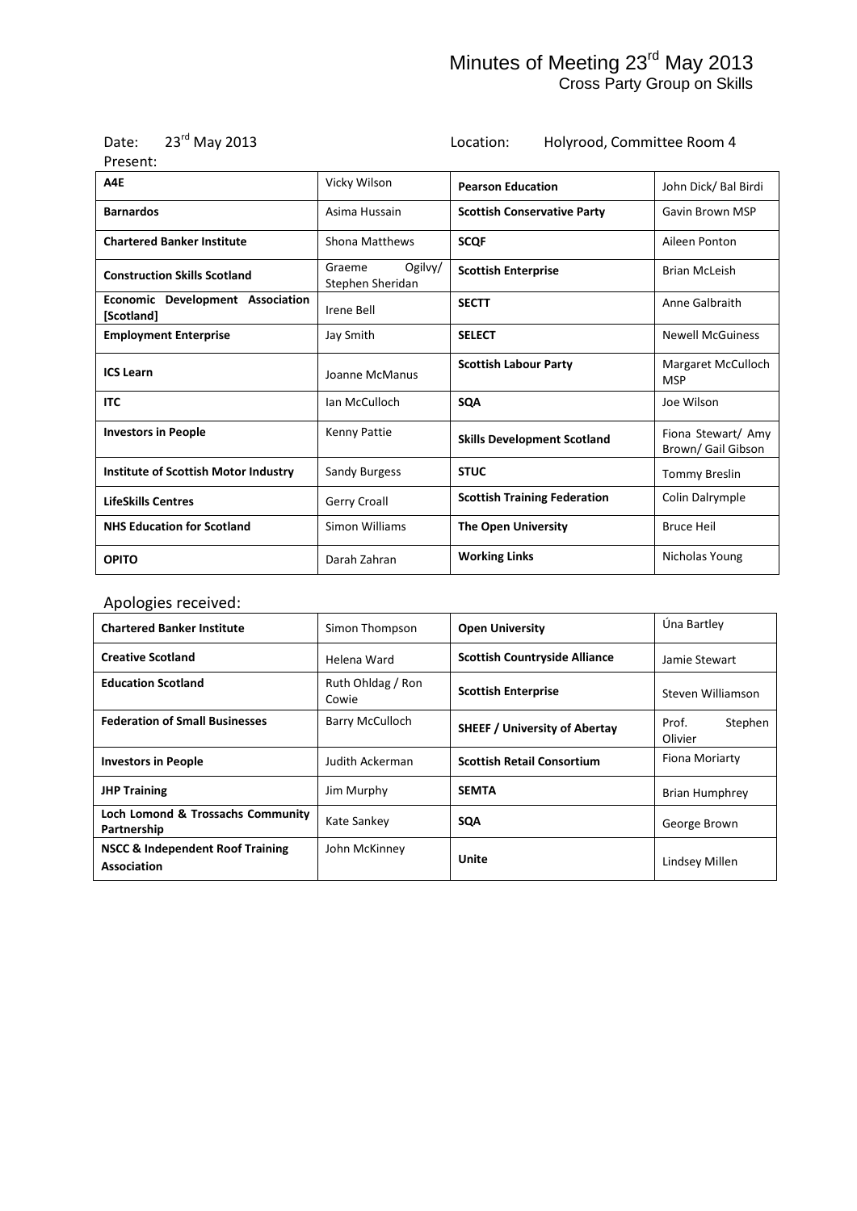# Minutes of Meeting 23rd May 2013

## Cross Party Group on Skills

Date: 23rd May 2013 Location: Holyrood, Committee Room 4

Present:

| | | | |
|---|---|---|---|
| **A4E** | Vicky Wilson | **Pearson Education** | John Dick/ Bal Birdi |
| **Barnardos** | Asima Hussain | **Scottish Conservative Party** | Gavin Brown MSP |
| **Chartered Banker Institute** | Shona Matthews | **SCQF** | Aileen Ponton |
| **Construction Skills Scotland** | Graeme Ogilvy/ Stephen Sheridan | **Scottish Enterprise** | Brian McLeish |
| **Economic Development Association [Scotland]** | Irene Bell | **SECTT** | Anne Galbraith |
| **Employment Enterprise** | Jay Smith | **SELECT** | Newell McGuiness |
| **ICS Learn** | Joanne McManus | **Scottish Labour Party** | Margaret McCulloch MSP |
| **ITC** | Ian McCulloch | **SQA** | Joe Wilson |
| **Investors in People** | Kenny Pattie | **Skills Development Scotland** | Fiona Stewart/ Amy Brown/ Gail Gibson |
| **Institute of Scottish Motor Industry** | Sandy Burgess | **STUC** | Tommy Breslin |
| **LifeSkills Centres** | Gerry Croall | **Scottish Training Federation** | Colin Dalrymple |
| **NHS Education for Scotland** | Simon Williams | **The Open University** | Bruce Heil |
| **OPITO** | Darah Zahran | **Working Links** | Nicholas Young |

Apologies received:

| | | | |
|---|---|---|---|
| **Chartered Banker Institute** | Simon Thompson | **Open University** | Úna Bartley |
| **Creative Scotland** | Helena Ward | **Scottish Countryside Alliance** | Jamie Stewart |
| **Education Scotland** | Ruth Ohldag / Ron Cowie | **Scottish Enterprise** | Steven Williamson |
| **Federation of Small Businesses** | Barry McCulloch | **SHEEF / University of Abertay** | Prof. Stephen Olivier |
| **Investors in People** | Judith Ackerman | **Scottish Retail Consortium** | Fiona Moriarty |
| **JHP Training** | Jim Murphy | **SEMTA** | Brian Humphrey |
| **Loch Lomond & Trossachs Community Partnership** | Kate Sankey | **SQA** | George Brown |
| **NSCC & Independent Roof Training Association** | John McKinney | **Unite** | Lindsey Millen |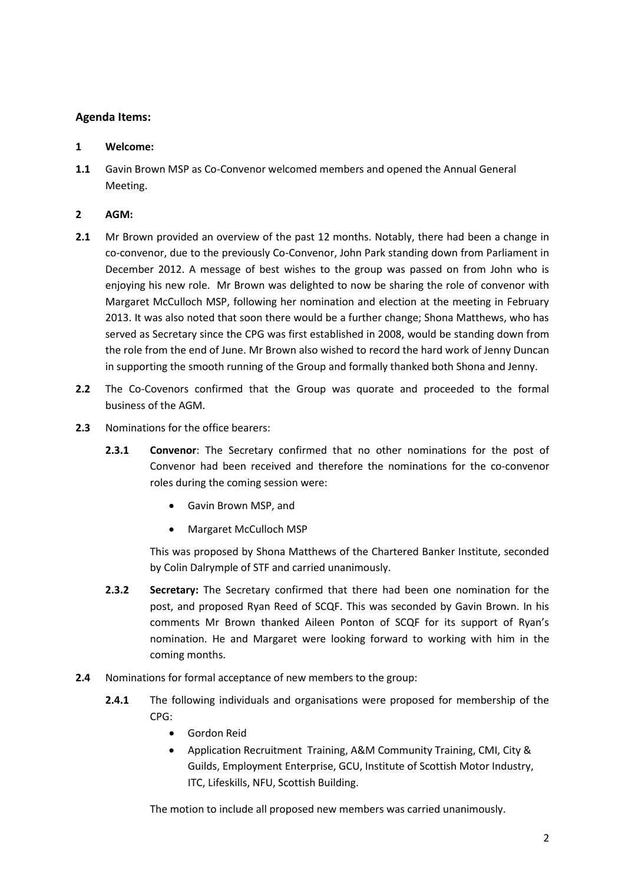## Agenda Items:

**1 Welcome:**

**1.1** Gavin Brown MSP as Co-Convenor welcomed members and opened the Annual General Meeting.

**2 AGM:**

**2.1** Mr Brown provided an overview of the past 12 months. Notably, there had been a change in co-convenor, due to the previously Co-Convenor, John Park standing down from Parliament in December 2012. A message of best wishes to the group was passed on from John who is enjoying his new role. Mr Brown was delighted to now be sharing the role of convenor with Margaret McCulloch MSP, following her nomination and election at the meeting in February 2013. It was also noted that soon there would be a further change; Shona Matthews, who has served as Secretary since the CPG was first established in 2008, would be standing down from the role from the end of June. Mr Brown also wished to record the hard work of Jenny Duncan in supporting the smooth running of the Group and formally thanked both Shona and Jenny.

**2.2** The Co-Covenors confirmed that the Group was quorate and proceeded to the formal business of the AGM.

**2.3** Nominations for the office bearers:

**2.3.1** **Convenor**: The Secretary confirmed that no other nominations for the post of Convenor had been received and therefore the nominations for the co-convenor roles during the coming session were:

- Gavin Brown MSP, and
- Margaret McCulloch MSP

This was proposed by Shona Matthews of the Chartered Banker Institute, seconded by Colin Dalrymple of STF and carried unanimously.

**2.3.2** **Secretary:** The Secretary confirmed that there had been one nomination for the post, and proposed Ryan Reed of SCQF. This was seconded by Gavin Brown. In his comments Mr Brown thanked Aileen Ponton of SCQF for its support of Ryan's nomination. He and Margaret were looking forward to working with him in the coming months.

**2.4** Nominations for formal acceptance of new members to the group:

**2.4.1** The following individuals and organisations were proposed for membership of the CPG:

- Gordon Reid
- Application Recruitment Training, A&M Community Training, CMI, City & Guilds, Employment Enterprise, GCU, Institute of Scottish Motor Industry, ITC, Lifeskills, NFU, Scottish Building.

The motion to include all proposed new members was carried unanimously.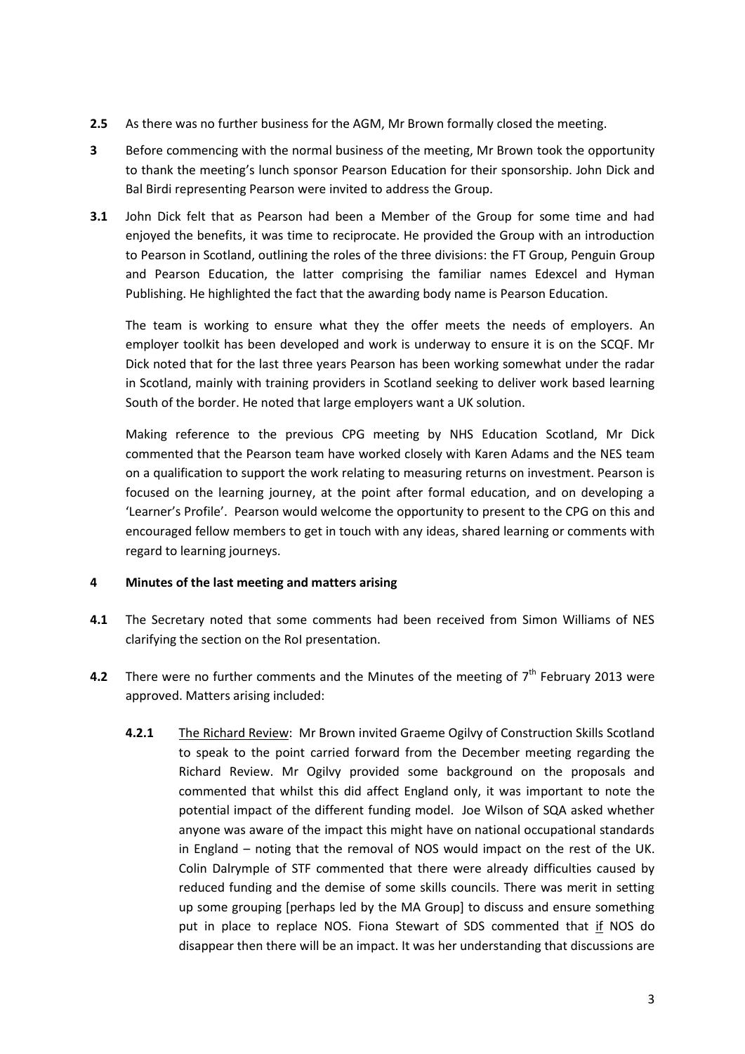**2.5** As there was no further business for the AGM, Mr Brown formally closed the meeting.

**3** Before commencing with the normal business of the meeting, Mr Brown took the opportunity to thank the meeting's lunch sponsor Pearson Education for their sponsorship. John Dick and Bal Birdi representing Pearson were invited to address the Group.

**3.1** John Dick felt that as Pearson had been a Member of the Group for some time and had enjoyed the benefits, it was time to reciprocate. He provided the Group with an introduction to Pearson in Scotland, outlining the roles of the three divisions: the FT Group, Penguin Group and Pearson Education, the latter comprising the familiar names Edexcel and Hyman Publishing. He highlighted the fact that the awarding body name is Pearson Education.

The team is working to ensure what they the offer meets the needs of employers. An employer toolkit has been developed and work is underway to ensure it is on the SCQF. Mr Dick noted that for the last three years Pearson has been working somewhat under the radar in Scotland, mainly with training providers in Scotland seeking to deliver work based learning South of the border. He noted that large employers want a UK solution.

Making reference to the previous CPG meeting by NHS Education Scotland, Mr Dick commented that the Pearson team have worked closely with Karen Adams and the NES team on a qualification to support the work relating to measuring returns on investment. Pearson is focused on the learning journey, at the point after formal education, and on developing a 'Learner's Profile'. Pearson would welcome the opportunity to present to the CPG on this and encouraged fellow members to get in touch with any ideas, shared learning or comments with regard to learning journeys.

**4 Minutes of the last meeting and matters arising**

**4.1** The Secretary noted that some comments had been received from Simon Williams of NES clarifying the section on the RoI presentation.

**4.2** There were no further comments and the Minutes of the meeting of 7th February 2013 were approved. Matters arising included:

**4.2.1** The Richard Review: Mr Brown invited Graeme Ogilvy of Construction Skills Scotland to speak to the point carried forward from the December meeting regarding the Richard Review. Mr Ogilvy provided some background on the proposals and commented that whilst this did affect England only, it was important to note the potential impact of the different funding model. Joe Wilson of SQA asked whether anyone was aware of the impact this might have on national occupational standards in England – noting that the removal of NOS would impact on the rest of the UK. Colin Dalrymple of STF commented that there were already difficulties caused by reduced funding and the demise of some skills councils. There was merit in setting up some grouping [perhaps led by the MA Group] to discuss and ensure something put in place to replace NOS. Fiona Stewart of SDS commented that if NOS do disappear then there will be an impact. It was her understanding that discussions are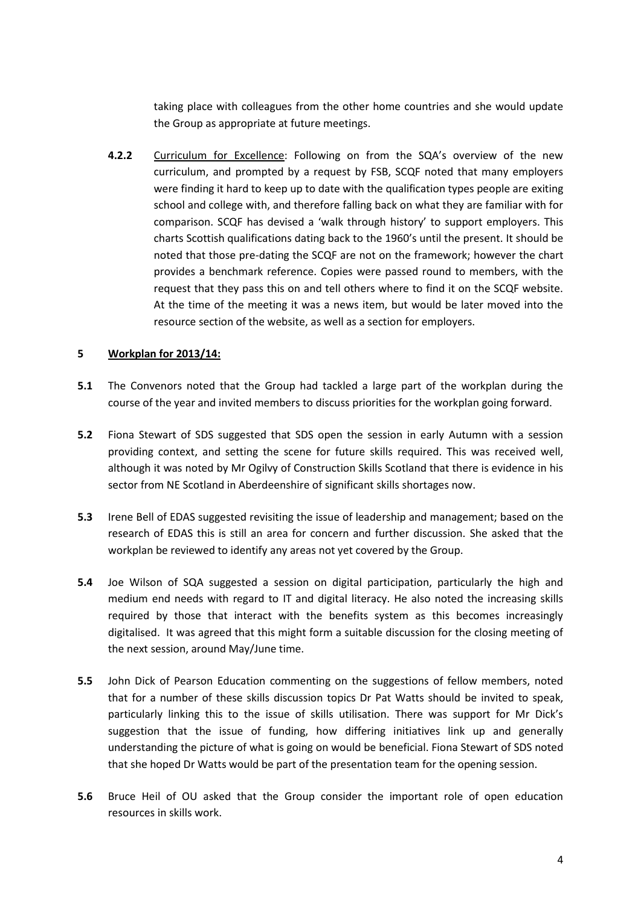taking place with colleagues from the other home countries and she would update the Group as appropriate at future meetings.

**4.2.2** Curriculum for Excellence: Following on from the SQA's overview of the new curriculum, and prompted by a request by FSB, SCQF noted that many employers were finding it hard to keep up to date with the qualification types people are exiting school and college with, and therefore falling back on what they are familiar with for comparison. SCQF has devised a 'walk through history' to support employers. This charts Scottish qualifications dating back to the 1960's until the present. It should be noted that those pre-dating the SCQF are not on the framework; however the chart provides a benchmark reference. Copies were passed round to members, with the request that they pass this on and tell others where to find it on the SCQF website. At the time of the meeting it was a news item, but would be later moved into the resource section of the website, as well as a section for employers.

## 5 Workplan for 2013/14:

**5.1** The Convenors noted that the Group had tackled a large part of the workplan during the course of the year and invited members to discuss priorities for the workplan going forward.

**5.2** Fiona Stewart of SDS suggested that SDS open the session in early Autumn with a session providing context, and setting the scene for future skills required. This was received well, although it was noted by Mr Ogilvy of Construction Skills Scotland that there is evidence in his sector from NE Scotland in Aberdeenshire of significant skills shortages now.

**5.3** Irene Bell of EDAS suggested revisiting the issue of leadership and management; based on the research of EDAS this is still an area for concern and further discussion. She asked that the workplan be reviewed to identify any areas not yet covered by the Group.

**5.4** Joe Wilson of SQA suggested a session on digital participation, particularly the high and medium end needs with regard to IT and digital literacy. He also noted the increasing skills required by those that interact with the benefits system as this becomes increasingly digitalised. It was agreed that this might form a suitable discussion for the closing meeting of the next session, around May/June time.

**5.5** John Dick of Pearson Education commenting on the suggestions of fellow members, noted that for a number of these skills discussion topics Dr Pat Watts should be invited to speak, particularly linking this to the issue of skills utilisation. There was support for Mr Dick's suggestion that the issue of funding, how differing initiatives link up and generally understanding the picture of what is going on would be beneficial. Fiona Stewart of SDS noted that she hoped Dr Watts would be part of the presentation team for the opening session.

**5.6** Bruce Heil of OU asked that the Group consider the important role of open education resources in skills work.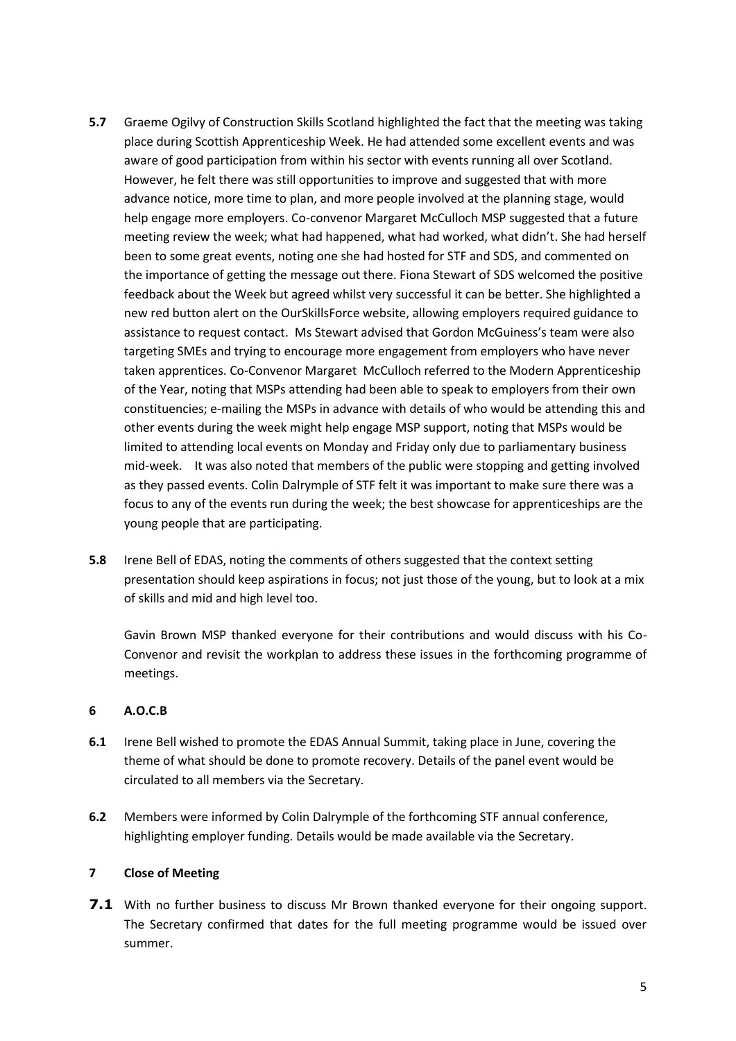**5.7** Graeme Ogilvy of Construction Skills Scotland highlighted the fact that the meeting was taking place during Scottish Apprenticeship Week. He had attended some excellent events and was aware of good participation from within his sector with events running all over Scotland. However, he felt there was still opportunities to improve and suggested that with more advance notice, more time to plan, and more people involved at the planning stage, would help engage more employers. Co-convenor Margaret McCulloch MSP suggested that a future meeting review the week; what had happened, what had worked, what didn't. She had herself been to some great events, noting one she had hosted for STF and SDS, and commented on the importance of getting the message out there. Fiona Stewart of SDS welcomed the positive feedback about the Week but agreed whilst very successful it can be better. She highlighted a new red button alert on the OurSkillsForce website, allowing employers required guidance to assistance to request contact. Ms Stewart advised that Gordon McGuiness's team were also targeting SMEs and trying to encourage more engagement from employers who have never taken apprentices. Co-Convenor Margaret McCulloch referred to the Modern Apprenticeship of the Year, noting that MSPs attending had been able to speak to employers from their own constituencies; e-mailing the MSPs in advance with details of who would be attending this and other events during the week might help engage MSP support, noting that MSPs would be limited to attending local events on Monday and Friday only due to parliamentary business mid-week. It was also noted that members of the public were stopping and getting involved as they passed events. Colin Dalrymple of STF felt it was important to make sure there was a focus to any of the events run during the week; the best showcase for apprenticeships are the young people that are participating.

**5.8** Irene Bell of EDAS, noting the comments of others suggested that the context setting presentation should keep aspirations in focus; not just those of the young, but to look at a mix of skills and mid and high level too.

Gavin Brown MSP thanked everyone for their contributions and would discuss with his Co-Convenor and revisit the workplan to address these issues in the forthcoming programme of meetings.

## 6 A.O.C.B

**6.1** Irene Bell wished to promote the EDAS Annual Summit, taking place in June, covering the theme of what should be done to promote recovery. Details of the panel event would be circulated to all members via the Secretary.

**6.2** Members were informed by Colin Dalrymple of the forthcoming STF annual conference, highlighting employer funding. Details would be made available via the Secretary.

## 7 Close of Meeting

**7.1** With no further business to discuss Mr Brown thanked everyone for their ongoing support. The Secretary confirmed that dates for the full meeting programme would be issued over summer.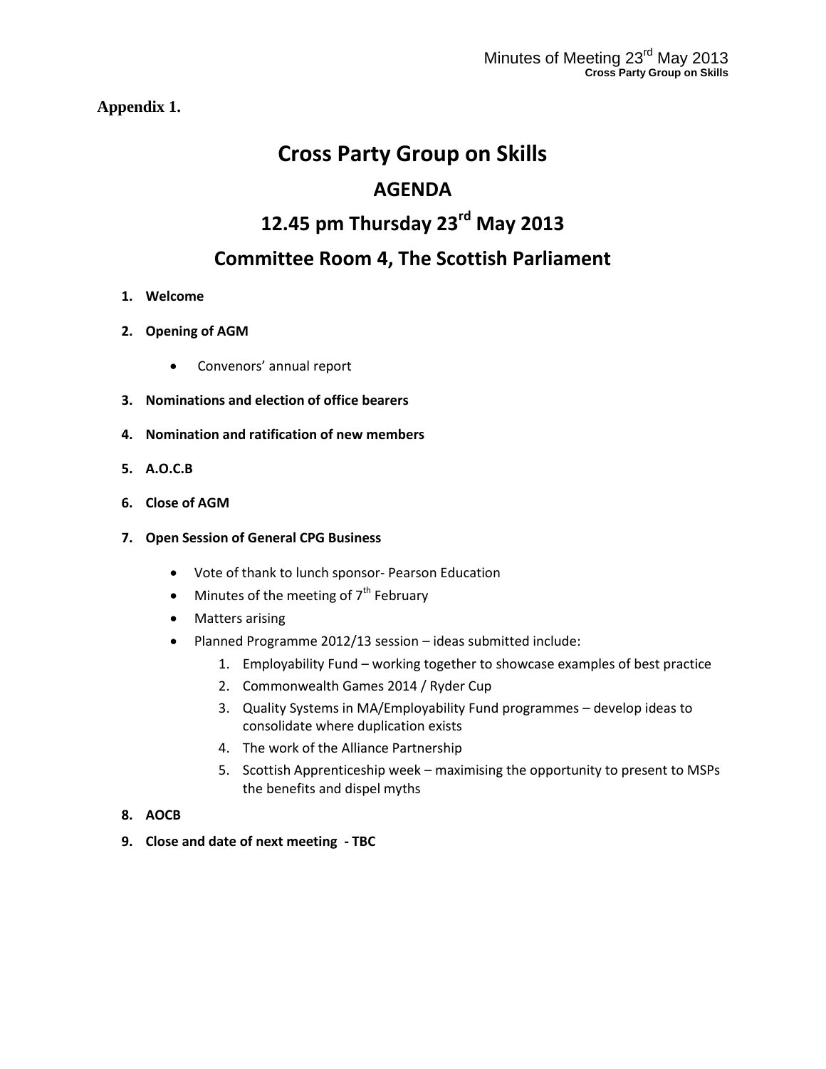**Appendix 1.**

# Cross Party Group on Skills

## AGENDA

## 12.45 pm Thursday 23rd May 2013

## Committee Room 4, The Scottish Parliament

1. **Welcome**
2. **Opening of AGM**
   - Convenors' annual report
3. **Nominations and election of office bearers**
4. **Nomination and ratification of new members**
5. **A.O.C.B**
6. **Close of AGM**
7. **Open Session of General CPG Business**
   - Vote of thank to lunch sponsor- Pearson Education
   - Minutes of the meeting of 7th February
   - Matters arising
   - Planned Programme 2012/13 session – ideas submitted include:
     1. Employability Fund – working together to showcase examples of best practice
     2. Commonwealth Games 2014 / Ryder Cup
     3. Quality Systems in MA/Employability Fund programmes – develop ideas to consolidate where duplication exists
     4. The work of the Alliance Partnership
     5. Scottish Apprenticeship week – maximising the opportunity to present to MSPs the benefits and dispel myths
8. **AOCB**
9. **Close and date of next meeting - TBC**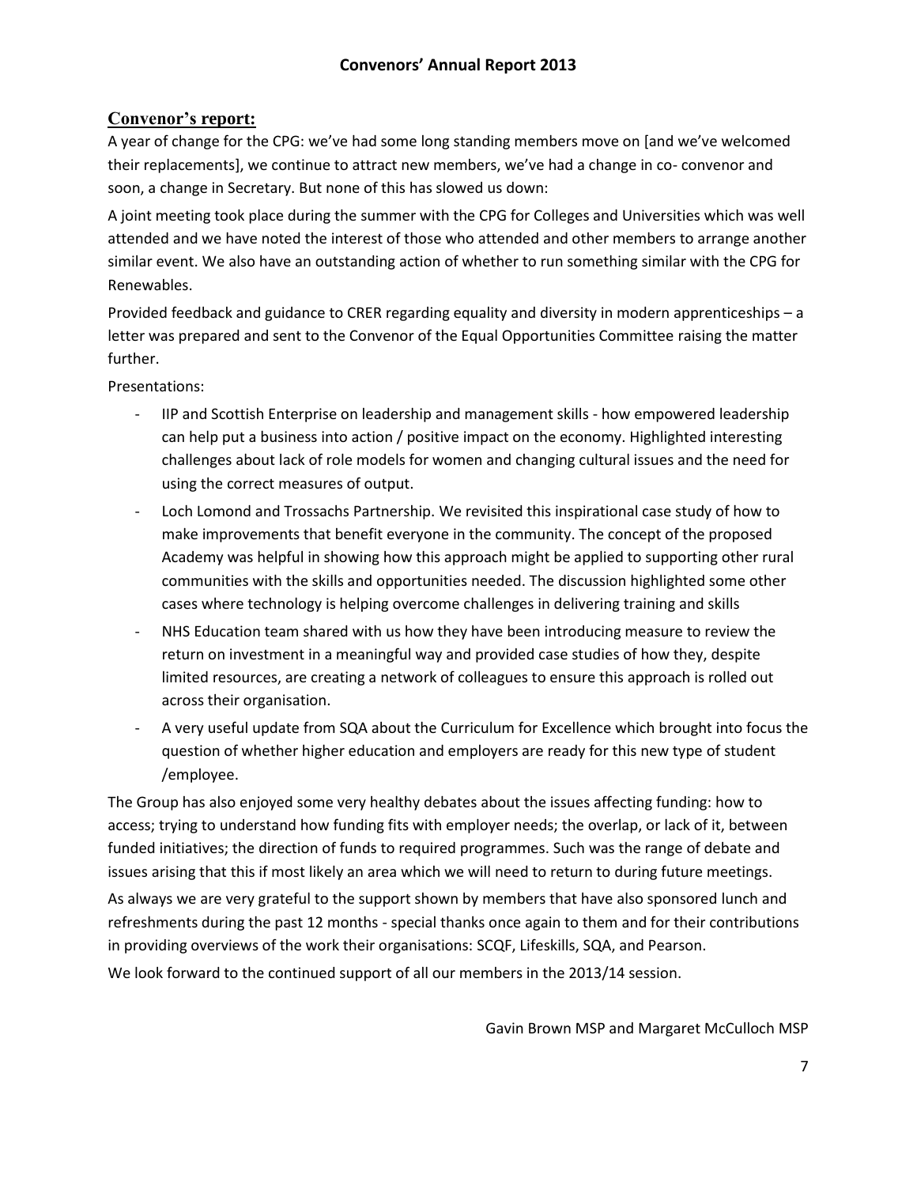# Convenors' Annual Report 2013

## Convenor's report:

A year of change for the CPG: we've had some long standing members move on [and we've welcomed their replacements], we continue to attract new members, we've had a change in co- convenor and soon, a change in Secretary. But none of this has slowed us down:

A joint meeting took place during the summer with the CPG for Colleges and Universities which was well attended and we have noted the interest of those who attended and other members to arrange another similar event. We also have an outstanding action of whether to run something similar with the CPG for Renewables.

Provided feedback and guidance to CRER regarding equality and diversity in modern apprenticeships – a letter was prepared and sent to the Convenor of the Equal Opportunities Committee raising the matter further.

Presentations:

- IIP and Scottish Enterprise on leadership and management skills - how empowered leadership can help put a business into action / positive impact on the economy. Highlighted interesting challenges about lack of role models for women and changing cultural issues and the need for using the correct measures of output.
- Loch Lomond and Trossachs Partnership. We revisited this inspirational case study of how to make improvements that benefit everyone in the community. The concept of the proposed Academy was helpful in showing how this approach might be applied to supporting other rural communities with the skills and opportunities needed. The discussion highlighted some other cases where technology is helping overcome challenges in delivering training and skills
- NHS Education team shared with us how they have been introducing measure to review the return on investment in a meaningful way and provided case studies of how they, despite limited resources, are creating a network of colleagues to ensure this approach is rolled out across their organisation.
- A very useful update from SQA about the Curriculum for Excellence which brought into focus the question of whether higher education and employers are ready for this new type of student /employee.

The Group has also enjoyed some very healthy debates about the issues affecting funding: how to access; trying to understand how funding fits with employer needs; the overlap, or lack of it, between funded initiatives; the direction of funds to required programmes. Such was the range of debate and issues arising that this if most likely an area which we will need to return to during future meetings.

As always we are very grateful to the support shown by members that have also sponsored lunch and refreshments during the past 12 months - special thanks once again to them and for their contributions in providing overviews of the work their organisations: SCQF, Lifeskills, SQA, and Pearson.

We look forward to the continued support of all our members in the 2013/14 session.

Gavin Brown MSP and Margaret McCulloch MSP